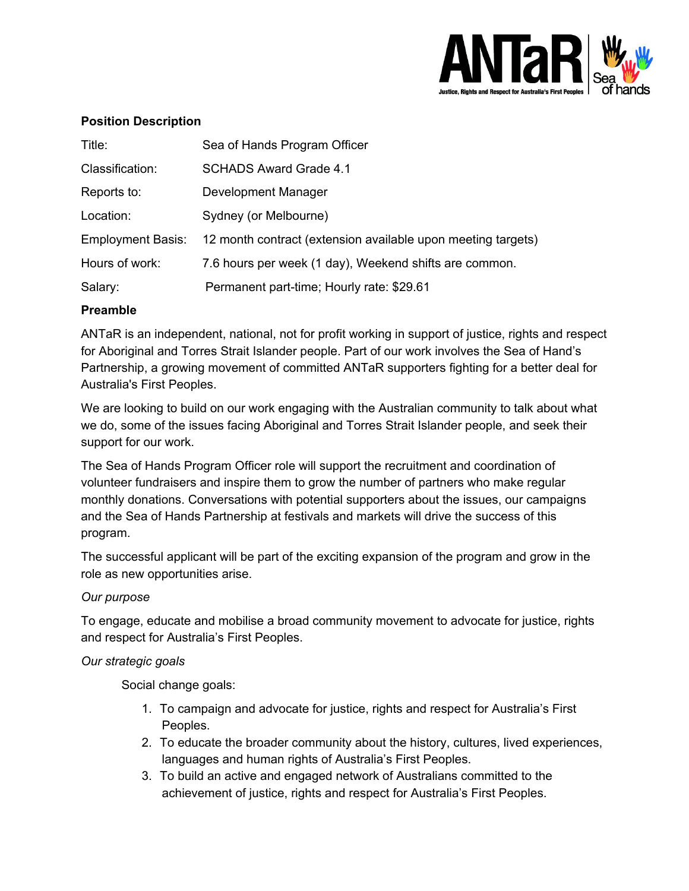**Position Description**

| | |
|---|---|
| Title: | Sea of Hands Program Officer |
| Classification: | SCHADS Award Grade 4.1 |
| Reports to: | Development Manager |
| Location: | Sydney (or Melbourne) |
| Employment Basis: | 12 month contract (extension available upon meeting targets) |
| Hours of work: | 7.6 hours per week (1 day), Weekend shifts are common. |
| Salary: | Permanent part-time; Hourly rate: $29.61 |

**Preamble**

ANTaR is an independent, national, not for profit working in support of justice, rights and respect for Aboriginal and Torres Strait Islander people. Part of our work involves the Sea of Hand's Partnership, a growing movement of committed ANTaR supporters fighting for a better deal for Australia's First Peoples.

We are looking to build on our work engaging with the Australian community to talk about what we do, some of the issues facing Aboriginal and Torres Strait Islander people, and seek their support for our work.

The Sea of Hands Program Officer role will support the recruitment and coordination of volunteer fundraisers and inspire them to grow the number of partners who make regular monthly donations. Conversations with potential supporters about the issues, our campaigns and the Sea of Hands Partnership at festivals and markets will drive the success of this program.

The successful applicant will be part of the exciting expansion of the program and grow in the role as new opportunities arise.

*Our purpose*

To engage, educate and mobilise a broad community movement to advocate for justice, rights and respect for Australia's First Peoples.

*Our strategic goals*

Social change goals:

1. To campaign and advocate for justice, rights and respect for Australia's First Peoples.
2. To educate the broader community about the history, cultures, lived experiences, languages and human rights of Australia's First Peoples.
3. To build an active and engaged network of Australians committed to the achievement of justice, rights and respect for Australia's First Peoples.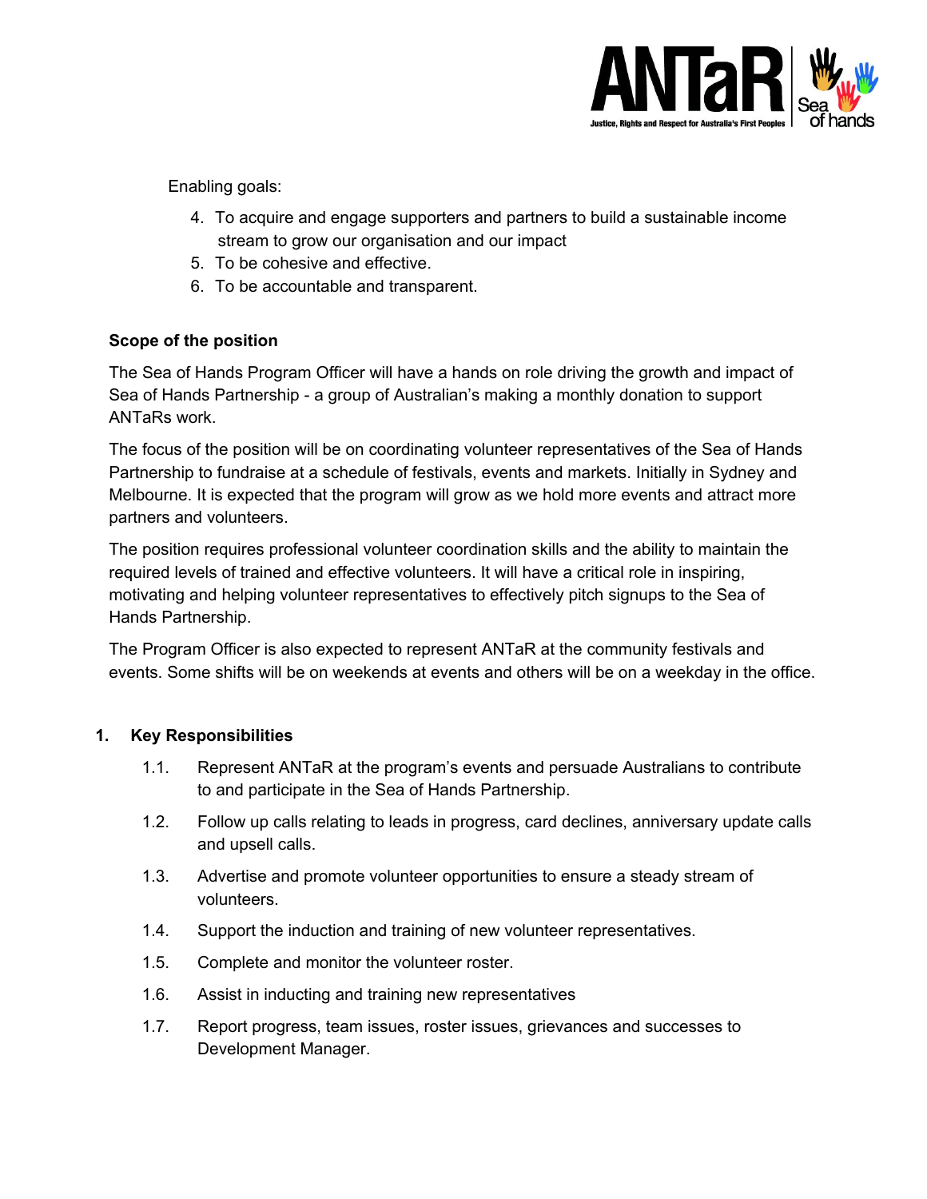Enabling goals:

4. To acquire and engage supporters and partners to build a sustainable income stream to grow our organisation and our impact
5. To be cohesive and effective.
6. To be accountable and transparent.

**Scope of the position**

The Sea of Hands Program Officer will have a hands on role driving the growth and impact of Sea of Hands Partnership - a group of Australian's making a monthly donation to support ANTaRs work.

The focus of the position will be on coordinating volunteer representatives of the Sea of Hands Partnership to fundraise at a schedule of festivals, events and markets. Initially in Sydney and Melbourne. It is expected that the program will grow as we hold more events and attract more partners and volunteers.

The position requires professional volunteer coordination skills and the ability to maintain the required levels of trained and effective volunteers. It will have a critical role in inspiring, motivating and helping volunteer representatives to effectively pitch signups to the Sea of Hands Partnership.

The Program Officer is also expected to represent ANTaR at the community festivals and events. Some shifts will be on weekends at events and others will be on a weekday in the office.

**1. Key Responsibilities**

1.1. Represent ANTaR at the program's events and persuade Australians to contribute to and participate in the Sea of Hands Partnership.

1.2. Follow up calls relating to leads in progress, card declines, anniversary update calls and upsell calls.

1.3. Advertise and promote volunteer opportunities to ensure a steady stream of volunteers.

1.4. Support the induction and training of new volunteer representatives.

1.5. Complete and monitor the volunteer roster.

1.6. Assist in inducting and training new representatives

1.7. Report progress, team issues, roster issues, grievances and successes to Development Manager.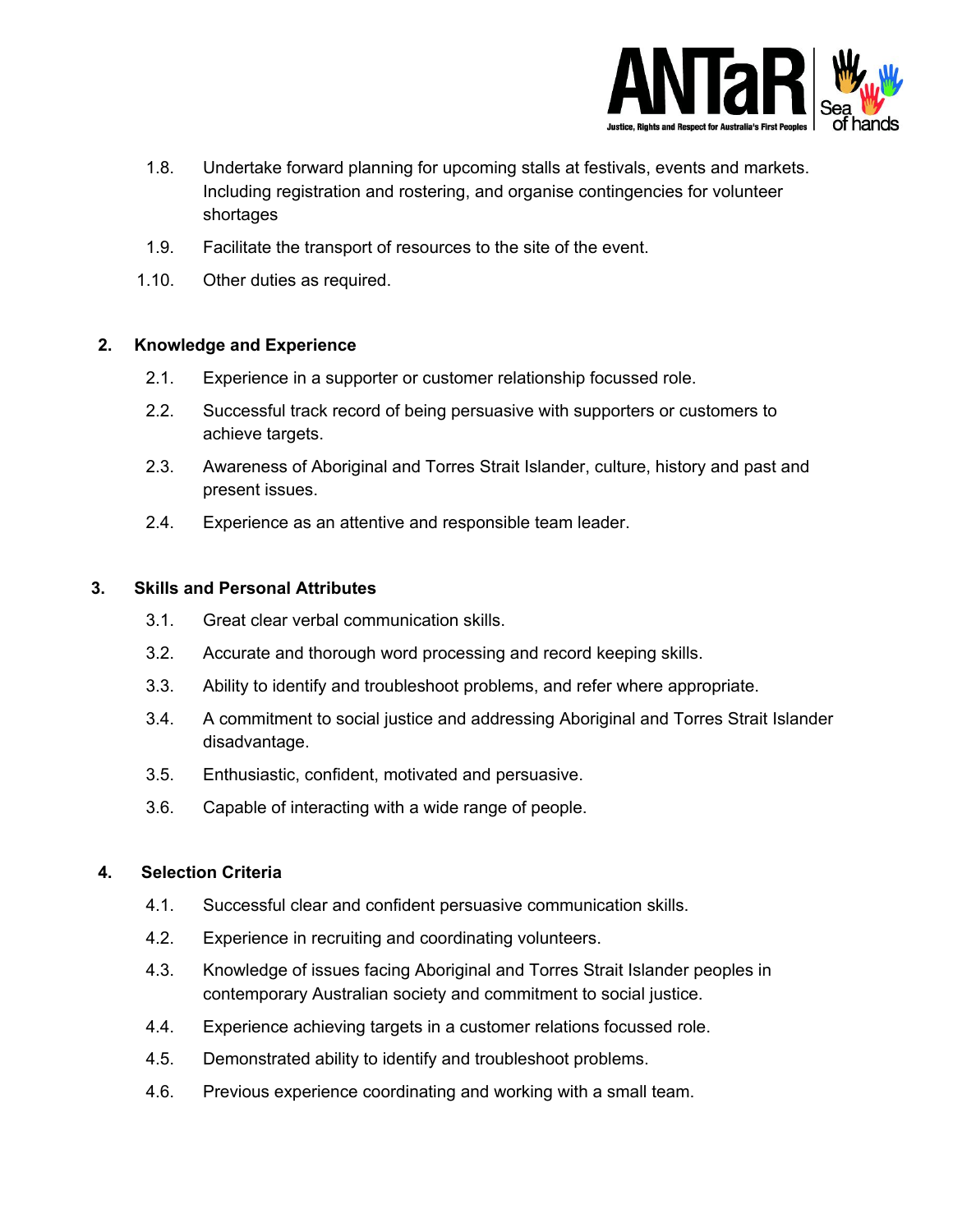1.8. Undertake forward planning for upcoming stalls at festivals, events and markets. Including registration and rostering, and organise contingencies for volunteer shortages

1.9. Facilitate the transport of resources to the site of the event.

1.10. Other duties as required.

## 2. Knowledge and Experience

2.1. Experience in a supporter or customer relationship focussed role.

2.2. Successful track record of being persuasive with supporters or customers to achieve targets.

2.3. Awareness of Aboriginal and Torres Strait Islander, culture, history and past and present issues.

2.4. Experience as an attentive and responsible team leader.

## 3. Skills and Personal Attributes

3.1. Great clear verbal communication skills.

3.2. Accurate and thorough word processing and record keeping skills.

3.3. Ability to identify and troubleshoot problems, and refer where appropriate.

3.4. A commitment to social justice and addressing Aboriginal and Torres Strait Islander disadvantage.

3.5. Enthusiastic, confident, motivated and persuasive.

3.6. Capable of interacting with a wide range of people.

## 4. Selection Criteria

4.1. Successful clear and confident persuasive communication skills.

4.2. Experience in recruiting and coordinating volunteers.

4.3. Knowledge of issues facing Aboriginal and Torres Strait Islander peoples in contemporary Australian society and commitment to social justice.

4.4. Experience achieving targets in a customer relations focussed role.

4.5. Demonstrated ability to identify and troubleshoot problems.

4.6. Previous experience coordinating and working with a small team.